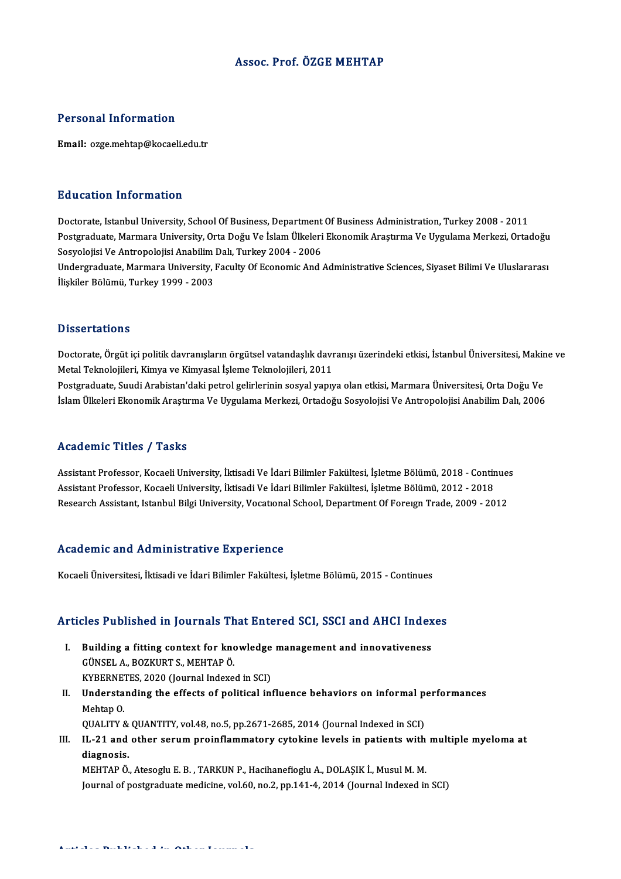# Assoc. Prof. ÖZGE MEHTAP

## Personal Information

**Email:** ozge.mehtap@kocaeli.edu.tr

## Education Information

Doctorate, Istanbul University, School Of Business, Department Of Business Administration, Turkey 2008 - 2011
Postgraduate, Marmara University, Orta Doğu Ve İslam Ülkeleri Ekonomik Araştırma Ve Uygulama Merkezi, Ortadoğu Sosyolojisi Ve Antropolojisi Anabilim Dalı, Turkey 2004 - 2006
Undergraduate, Marmara University, Faculty Of Economic And Administrative Sciences, Siyaset Bilimi Ve Uluslararası İlişkiler Bölümü, Turkey 1999 - 2003

## Dissertations

Doctorate, Örgüt içi politik davranışların örgütsel vatandaşlık davranışı üzerindeki etkisi, İstanbul Üniversitesi, Makine ve Metal Teknolojileri, Kimya ve Kimyasal İşleme Teknolojileri, 2011
Postgraduate, Suudi Arabistan'daki petrol gelirlerinin sosyal yapıya olan etkisi, Marmara Üniversitesi, Orta Doğu Ve İslam Ülkeleri Ekonomik Araştırma Ve Uygulama Merkezi, Ortadoğu Sosyolojisi Ve Antropolojisi Anabilim Dalı, 2006

## Academic Titles / Tasks

Assistant Professor, Kocaeli University, İktisadi Ve İdari Bilimler Fakültesi, İşletme Bölümü, 2018 - Continues
Assistant Professor, Kocaeli University, İktisadi Ve İdari Bilimler Fakültesi, İşletme Bölümü, 2012 - 2018
Research Assistant, Istanbul Bilgi University, Vocational School, Department Of Foreign Trade, 2009 - 2012

## Academic and Administrative Experience

Kocaeli Üniversitesi, İktisadi ve İdari Bilimler Fakültesi, İşletme Bölümü, 2015 - Continues

## Articles Published in Journals That Entered SCI, SSCI and AHCI Indexes

I. **Building a fitting context for knowledge management and innovativeness**
   GÜNSEL A., BOZKURT S., MEHTAP Ö.
   KYBERNETES, 2020 (Journal Indexed in SCI)
II. **Understanding the effects of political influence behaviors on informal performances**
   Mehtap O.
   QUALITY & QUANTITY, vol.48, no.5, pp.2671-2685, 2014 (Journal Indexed in SCI)
III. **IL-21 and other serum proinflammatory cytokine levels in patients with multiple myeloma at diagnosis.**
   MEHTAP Ö., Atesoglu E. B. , TARKUN P., Hacihanefioglu A., DOLAŞIK İ., Musul M. M.
   Journal of postgraduate medicine, vol.60, no.2, pp.141-4, 2014 (Journal Indexed in SCI)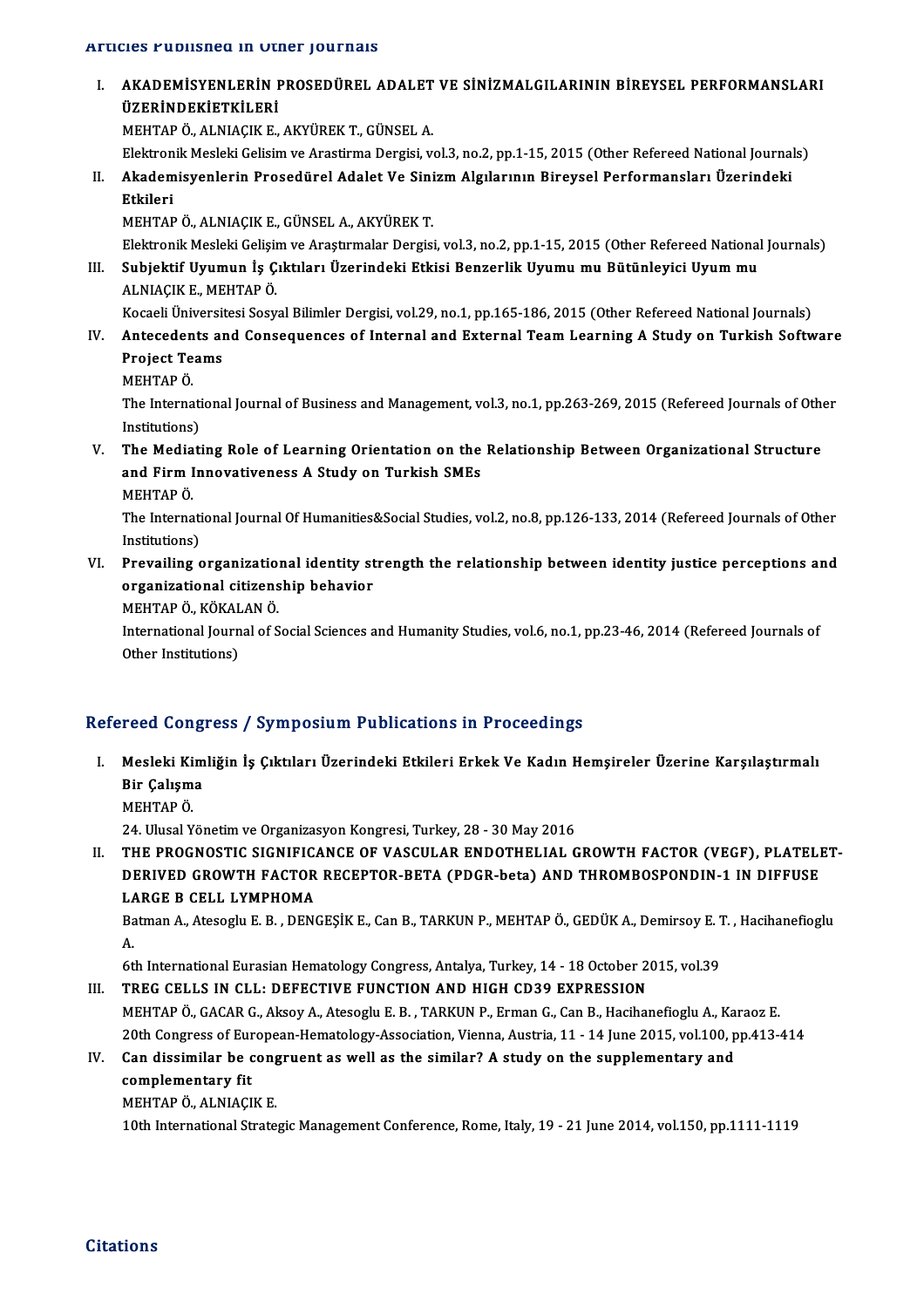## Articles Published in Other Journals

I. **AKADEMİSYENLERİN PROSEDÜREL ADALET VE SİNİZMALGILARININ BİREYSEL PERFORMANSLARI ÜZERİNDEKİETKİLERİ**
   MEHTAP Ö., ALNIAÇIK E., AKYÜREK T., GÜNSEL A.
   Elektronik Mesleki Gelisim ve Arastirma Dergisi, vol.3, no.2, pp.1-15, 2015 (Other Refereed National Journals)

II. **Akademisyenlerin Prosedürel Adalet Ve Sinizm Algılarının Bireysel Performansları Üzerindeki Etkileri**
   MEHTAP Ö., ALNIAÇIK E., GÜNSEL A., AKYÜREK T.
   Elektronik Mesleki Gelişim ve Araştırmalar Dergisi, vol.3, no.2, pp.1-15, 2015 (Other Refereed National Journals)

III. **Subjektif Uyumun İş Çıktıları Üzerindeki Etkisi Benzerlik Uyumu mu Bütünleyici Uyum mu**
   ALNIAÇIK E., MEHTAP Ö.
   Kocaeli Üniversitesi Sosyal Bilimler Dergisi, vol.29, no.1, pp.165-186, 2015 (Other Refereed National Journals)

IV. **Antecedents and Consequences of Internal and External Team Learning A Study on Turkish Software Project Teams**
   MEHTAP Ö.
   The International Journal of Business and Management, vol.3, no.1, pp.263-269, 2015 (Refereed Journals of Other Institutions)

V. **The Mediating Role of Learning Orientation on the Relationship Between Organizational Structure and Firm Innovativeness A Study on Turkish SMEs**
   MEHTAP Ö.
   The International Journal Of Humanities&Social Studies, vol.2, no.8, pp.126-133, 2014 (Refereed Journals of Other Institutions)

VI. **Prevailing organizational identity strength the relationship between identity justice perceptions and organizational citizenship behavior**
   MEHTAP Ö., KÖKALAN Ö.
   International Journal of Social Sciences and Humanity Studies, vol.6, no.1, pp.23-46, 2014 (Refereed Journals of Other Institutions)

## Refereed Congress / Symposium Publications in Proceedings

I. **Mesleki Kimliğin İş Çıktıları Üzerindeki Etkileri Erkek Ve Kadın Hemşireler Üzerine Karşılaştırmalı Bir Çalışma**
   MEHTAP Ö.
   24. Ulusal Yönetim ve Organizasyon Kongresi, Turkey, 28 - 30 May 2016

II. **THE PROGNOSTIC SIGNIFICANCE OF VASCULAR ENDOTHELIAL GROWTH FACTOR (VEGF), PLATELET-DERIVED GROWTH FACTOR RECEPTOR-BETA (PDGR-beta) AND THROMBOSPONDIN-1 IN DIFFUSE LARGE B CELL LYMPHOMA**
   Batman A., Atesoglu E. B. , DENGEŞİK E., Can B., TARKUN P., MEHTAP Ö., GEDÜK A., Demirsoy E. T. , Hacihanefioglu A.
   6th International Eurasian Hematology Congress, Antalya, Turkey, 14 - 18 October 2015, vol.39

III. **TREG CELLS IN CLL: DEFECTIVE FUNCTION AND HIGH CD39 EXPRESSION**
   MEHTAP Ö., GACAR G., Aksoy A., Atesoglu E. B. , TARKUN P., Erman G., Can B., Hacihanefioglu A., Karaoz E.
   20th Congress of European-Hematology-Association, Vienna, Austria, 11 - 14 June 2015, vol.100, pp.413-414

IV. **Can dissimilar be congruent as well as the similar? A study on the supplementary and complementary fit**
   MEHTAP Ö., ALNIAÇIK E.
   10th International Strategic Management Conference, Rome, Italy, 19 - 21 June 2014, vol.150, pp.1111-1119

## Citations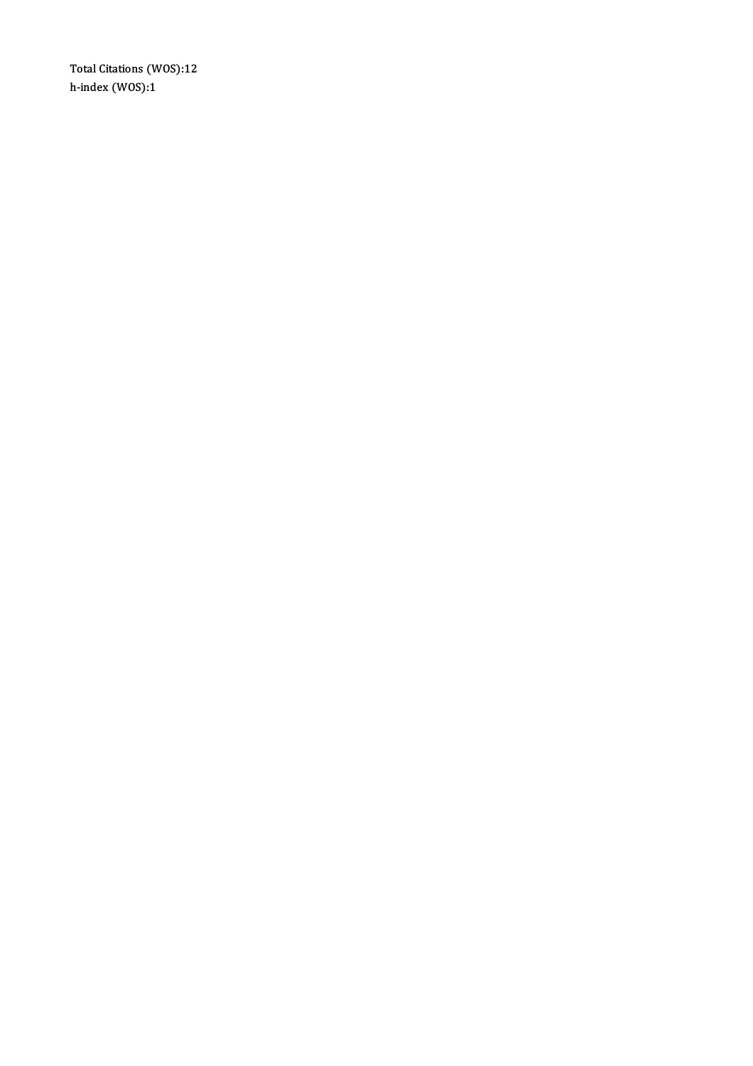Total Citations (WOS):12
h-index (WOS):1